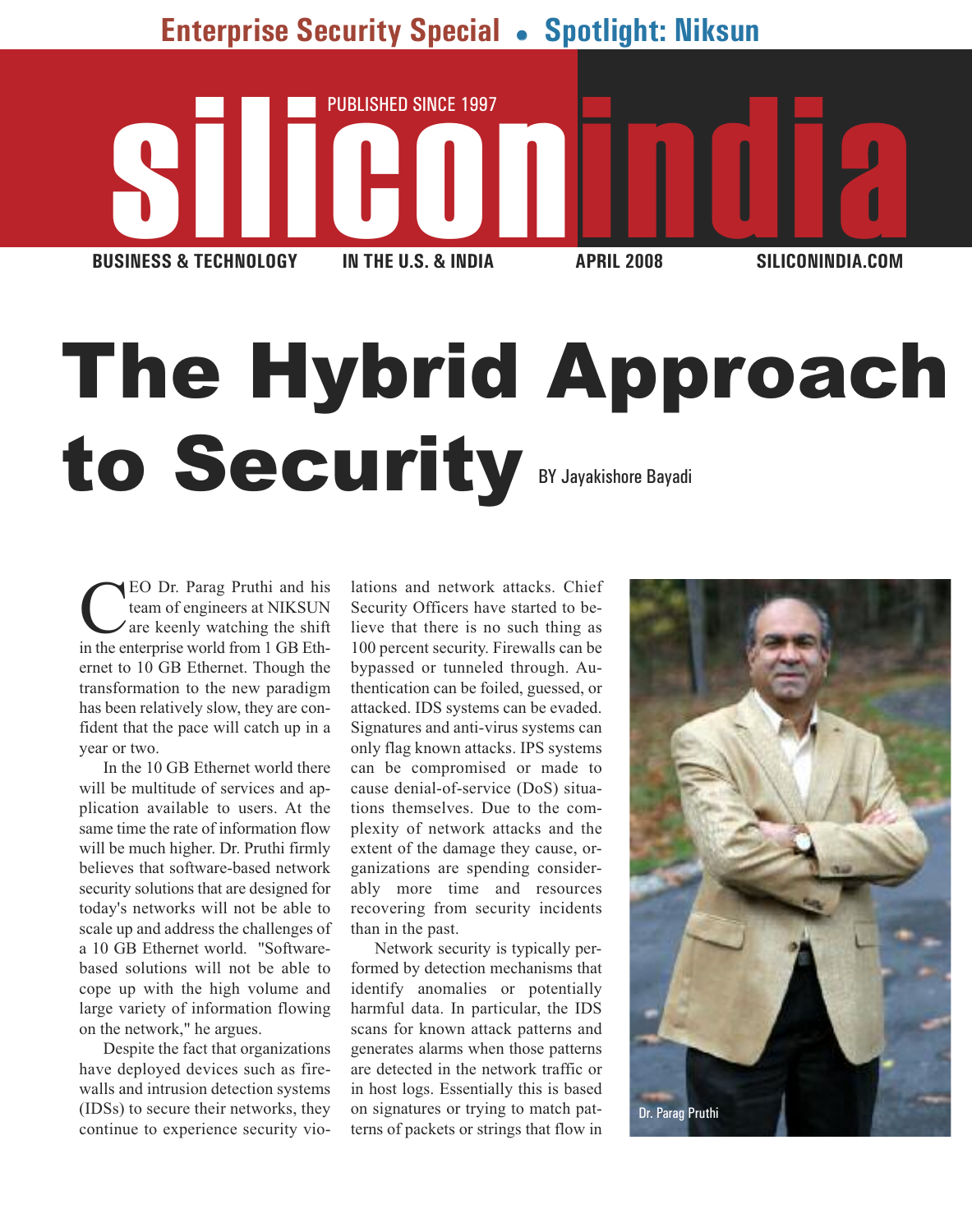Enterprise Security Special • Spotlight: Niksun

siliconindia

PUBLISHED SINCE 1997

BUSINESS & TECHNOLOGY IN THE U.S. & INDIA APRIL 2008 SILICONINDIA.COM

# The Hybrid Approach to Security

BY Jayakishore Bayadi

CEO Dr. Parag Pruthi and his team of engineers at NIKSUN are keenly watching the shift in the enterprise world from 1 GB Ethernet to 10 GB Ethernet. Though the transformation to the new paradigm has been relatively slow, they are confident that the pace will catch up in a year or two.

In the 10 GB Ethernet world there will be multitude of services and application available to users. At the same time the rate of information flow will be much higher. Dr. Pruthi firmly believes that software-based network security solutions that are designed for today's networks will not be able to scale up and address the challenges of a 10 GB Ethernet world. "Software-based solutions will not be able to cope up with the high volume and large variety of information flowing on the network," he argues.

Despite the fact that organizations have deployed devices such as firewalls and intrusion detection systems (IDSs) to secure their networks, they continue to experience security violations and network attacks. Chief Security Officers have started to believe that there is no such thing as 100 percent security. Firewalls can be bypassed or tunneled through. Authentication can be foiled, guessed, or attacked. IDS systems can be evaded. Signatures and anti-virus systems can only flag known attacks. IPS systems can be compromised or made to cause denial-of-service (DoS) situations themselves. Due to the complexity of network attacks and the extent of the damage they cause, organizations are spending considerably more time and resources recovering from security incidents than in the past.

Network security is typically performed by detection mechanisms that identify anomalies or potentially harmful data. In particular, the IDS scans for known attack patterns and generates alarms when those patterns are detected in the network traffic or in host logs. Essentially this is based on signatures or trying to match patterns of packets or strings that flow in

Dr. Parag Pruthi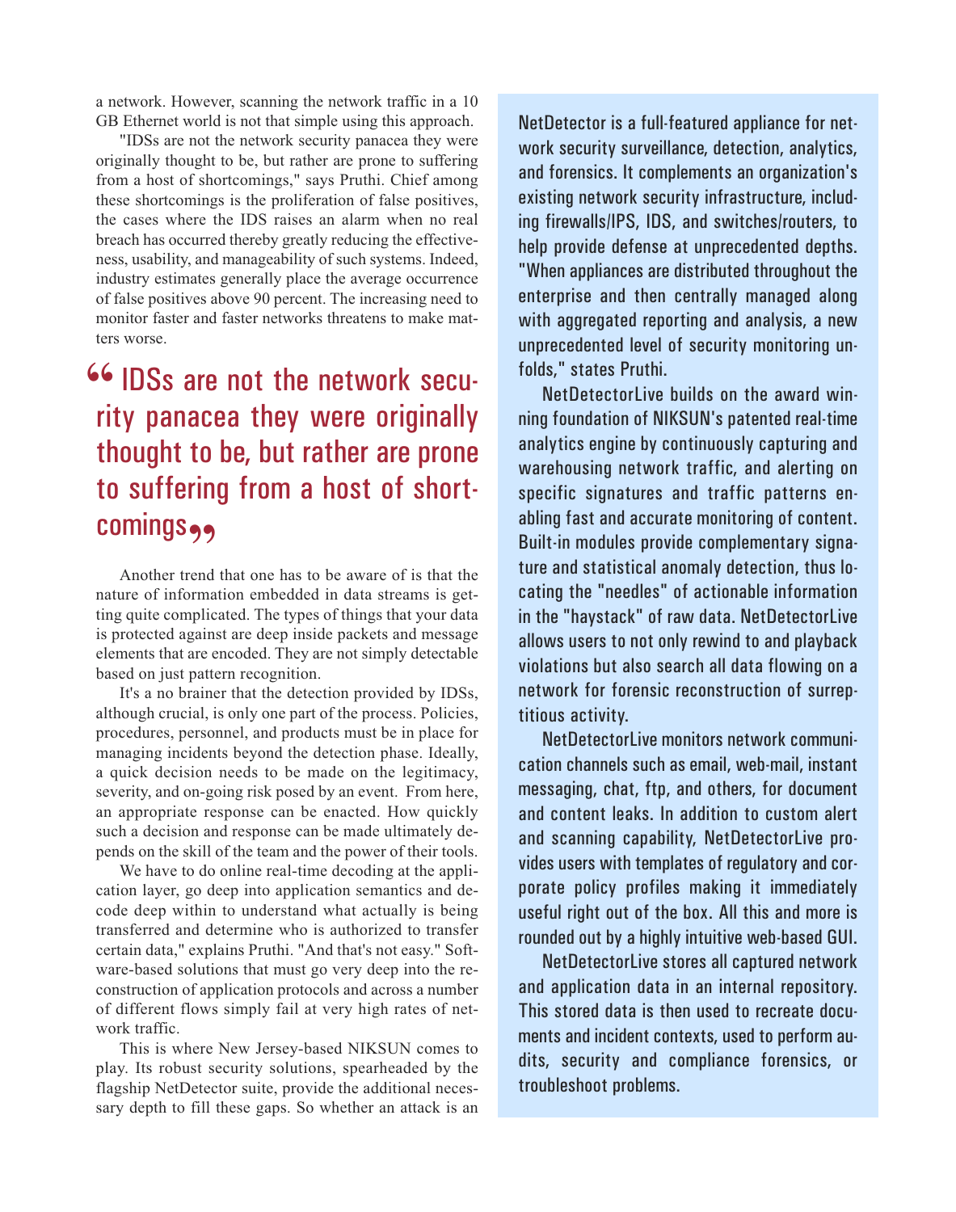a network. However, scanning the network traffic in a 10 GB Ethernet world is not that simple using this approach.

"IDSs are not the network security panacea they were originally thought to be, but rather are prone to suffering from a host of shortcomings," says Pruthi. Chief among these shortcomings is the proliferation of false positives, the cases where the IDS raises an alarm when no real breach has occurred thereby greatly reducing the effectiveness, usability, and manageability of such systems. Indeed, industry estimates generally place the average occurrence of false positives above 90 percent. The increasing need to monitor faster and faster networks threatens to make matters worse.

> "IDSs are not the network security panacea they were originally thought to be, but rather are prone to suffering from a host of shortcomings"

Another trend that one has to be aware of is that the nature of information embedded in data streams is getting quite complicated. The types of things that your data is protected against are deep inside packets and message elements that are encoded. They are not simply detectable based on just pattern recognition.

It's a no brainer that the detection provided by IDSs, although crucial, is only one part of the process. Policies, procedures, personnel, and products must be in place for managing incidents beyond the detection phase. Ideally, a quick decision needs to be made on the legitimacy, severity, and on-going risk posed by an event. From here, an appropriate response can be enacted. How quickly such a decision and response can be made ultimately depends on the skill of the team and the power of their tools.

We have to do online real-time decoding at the application layer, go deep into application semantics and decode deep within to understand what actually is being transferred and determine who is authorized to transfer certain data," explains Pruthi. "And that's not easy." Software-based solutions that must go very deep into the reconstruction of application protocols and across a number of different flows simply fail at very high rates of network traffic.

This is where New Jersey-based NIKSUN comes to play. Its robust security solutions, spearheaded by the flagship NetDetector suite, provide the additional necessary depth to fill these gaps. So whether an attack is an

NetDetector is a full-featured appliance for network security surveillance, detection, analytics, and forensics. It complements an organization's existing network security infrastructure, including firewalls/IPS, IDS, and switches/routers, to help provide defense at unprecedented depths. "When appliances are distributed throughout the enterprise and then centrally managed along with aggregated reporting and analysis, a new unprecedented level of security monitoring unfolds," states Pruthi.

NetDetectorLive builds on the award winning foundation of NIKSUN's patented real-time analytics engine by continuously capturing and warehousing network traffic, and alerting on specific signatures and traffic patterns enabling fast and accurate monitoring of content. Built-in modules provide complementary signature and statistical anomaly detection, thus locating the "needles" of actionable information in the "haystack" of raw data. NetDetectorLive allows users to not only rewind to and playback violations but also search all data flowing on a network for forensic reconstruction of surreptitious activity.

NetDetectorLive monitors network communication channels such as email, web-mail, instant messaging, chat, ftp, and others, for document and content leaks. In addition to custom alert and scanning capability, NetDetectorLive provides users with templates of regulatory and corporate policy profiles making it immediately useful right out of the box. All this and more is rounded out by a highly intuitive web-based GUI.

NetDetectorLive stores all captured network and application data in an internal repository. This stored data is then used to recreate documents and incident contexts, used to perform audits, security and compliance forensics, or troubleshoot problems.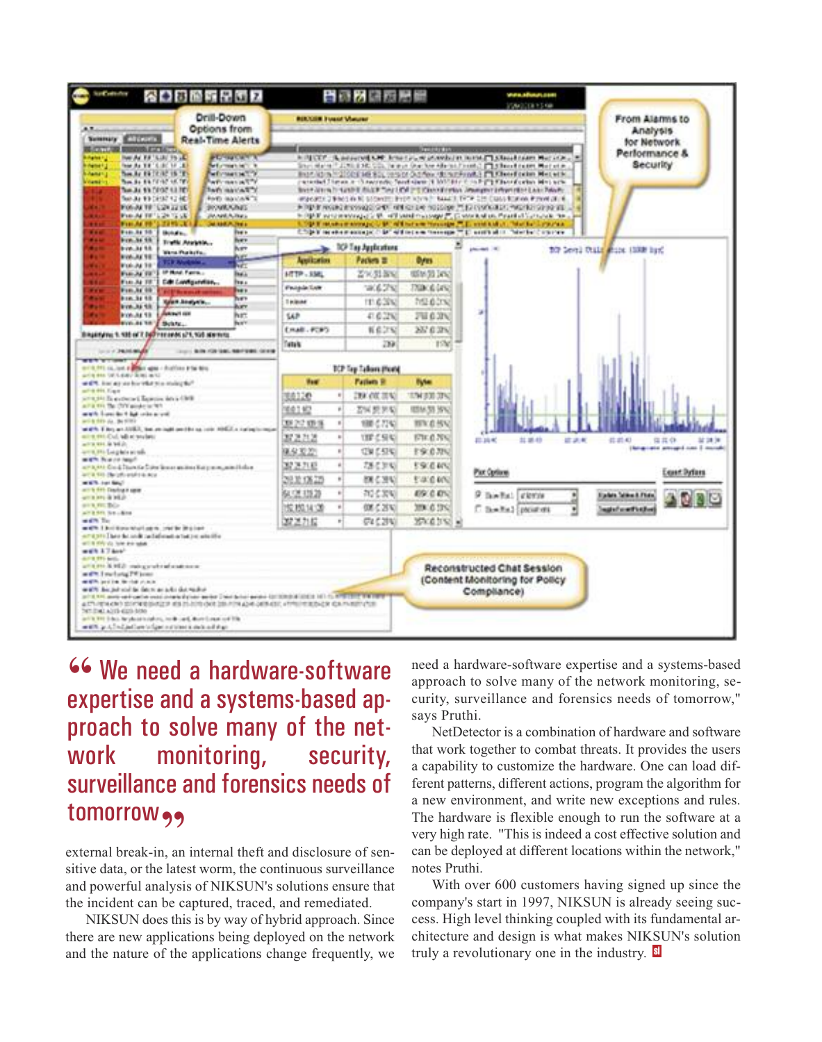> “ We need a hardware-software expertise and a systems-based approach to solve many of the network monitoring, security, surveillance and forensics needs of tomorrow ”

external break-in, an internal theft and disclosure of sensitive data, or the latest worm, the continuous surveillance and powerful analysis of NIKSUN's solutions ensure that the incident can be captured, traced, and remediated.

NIKSUN does this is by way of hybrid approach. Since there are new applications being deployed on the network and the nature of the applications change frequently, we need a hardware-software expertise and a systems-based approach to solve many of the network monitoring, security, surveillance and forensics needs of tomorrow," says Pruthi.

NetDetector is a combination of hardware and software that work together to combat threats. It provides the users a capability to customize the hardware. One can load different patterns, different actions, program the algorithm for a new environment, and write new exceptions and rules. The hardware is flexible enough to run the software at a very high rate. "This is indeed a cost effective solution and can be deployed at different locations within the network," notes Pruthi.

With over 600 customers having signed up since the company's start in 1997, NIKSUN is already seeing success. High level thinking coupled with its fundamental architecture and design is what makes NIKSUN's solution truly a revolutionary one in the industry.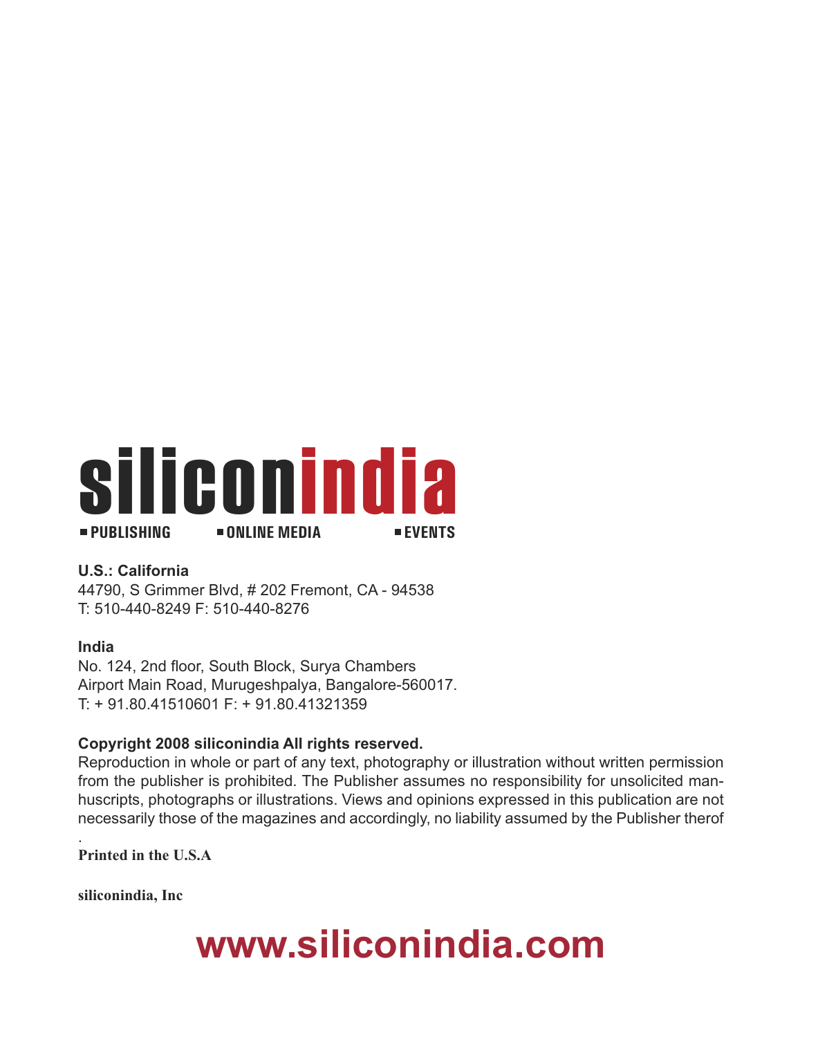# siliconindia

■ PUBLISHING ■ ONLINE MEDIA ■ EVENTS

**U.S.: California**
44790, S Grimmer Blvd, # 202 Fremont, CA - 94538
T: 510-440-8249 F: 510-440-8276

**India**
No. 124, 2nd floor, South Block, Surya Chambers
Airport Main Road, Murugeshpalya, Bangalore-560017.
T: + 91.80.41510601 F: + 91.80.41321359

**Copyright 2008 siliconindia All rights reserved.**
Reproduction in whole or part of any text, photography or illustration without written permission from the publisher is prohibited. The Publisher assumes no responsibility for unsolicited manhuscripts, photographs or illustrations. Views and opinions expressed in this publication are not necessarily those of the magazines and accordingly, no liability assumed by the Publisher therof
.

**Printed in the U.S.A**

**siliconindia, Inc**

**www.siliconindia.com**